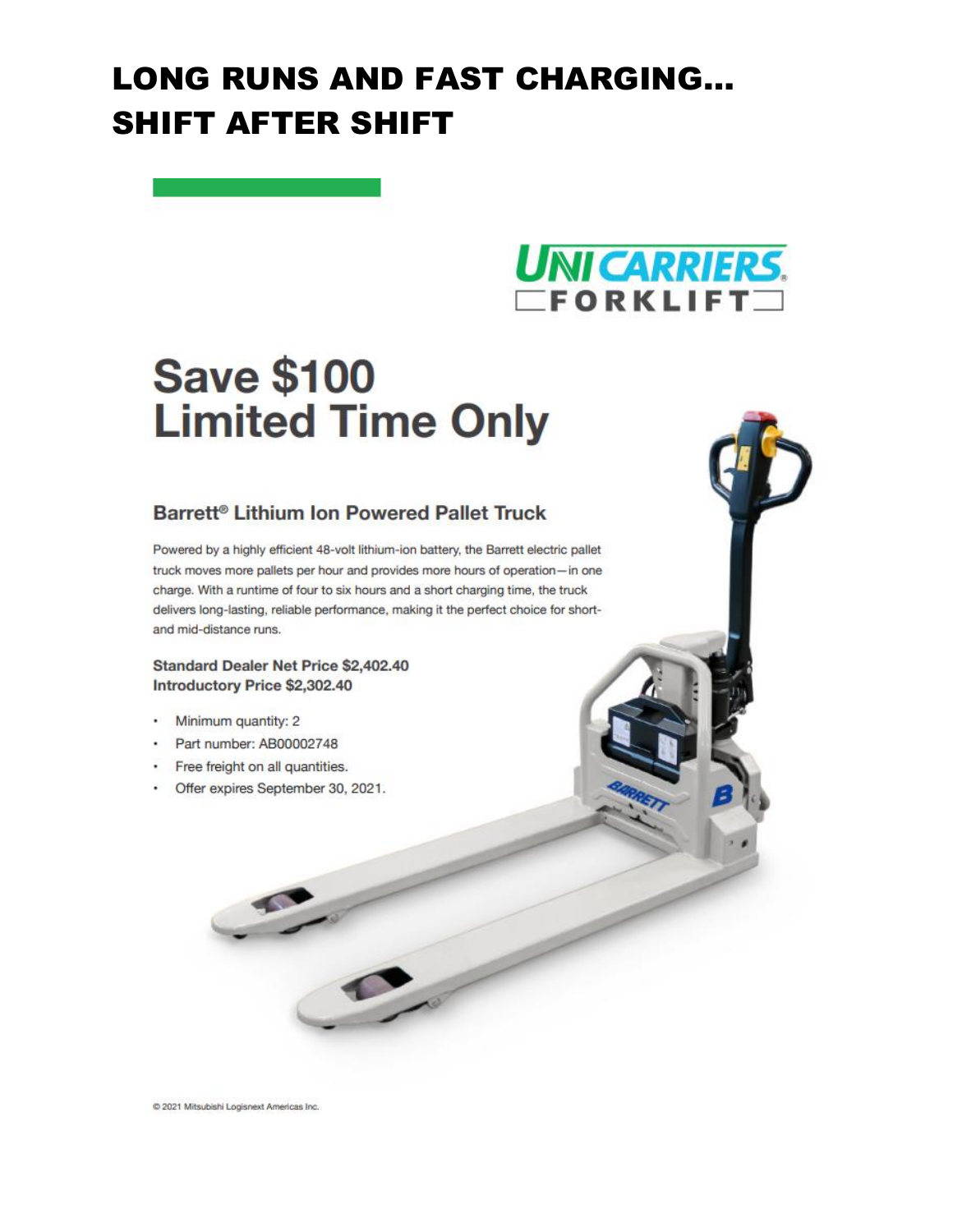# LONG RUNS AND FAST CHARGING… SHIFT AFTER SHIFT

UNICARRIERS®
FORKLIFT

## Save $100
## Limited Time Only

### Barrett® Lithium Ion Powered Pallet Truck

Powered by a highly efficient 48-volt lithium-ion battery, the Barrett electric pallet truck moves more pallets per hour and provides more hours of operation—in one charge. With a runtime of four to six hours and a short charging time, the truck delivers long-lasting, reliable performance, making it the perfect choice for short- and mid-distance runs.

**Standard Dealer Net Price $2,402.40**
**Introductory Price $2,302.40**

- Minimum quantity: 2
- Part number: AB00002748
- Free freight on all quantities.
- Offer expires September 30, 2021.

© 2021 Mitsubishi Logisnext Americas Inc.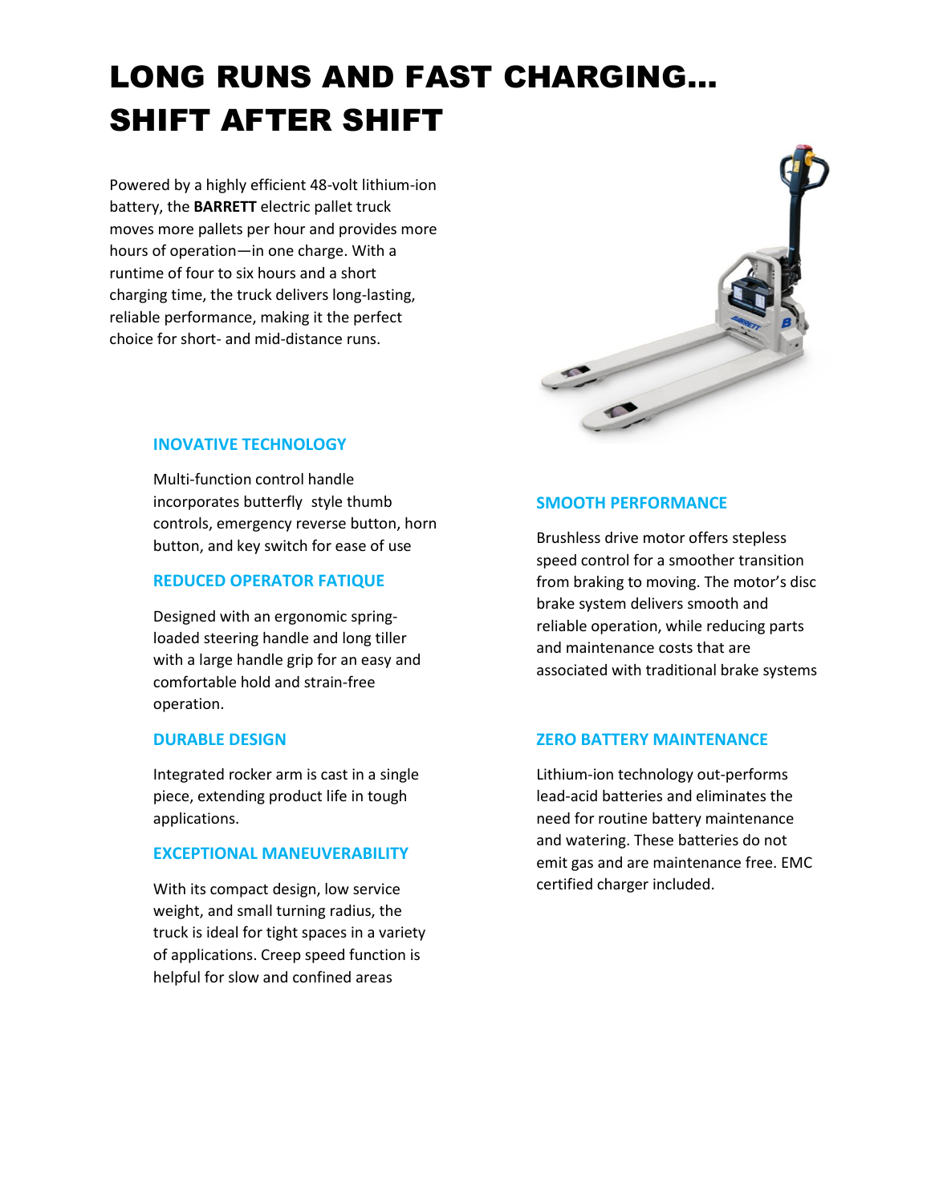# LONG RUNS AND FAST CHARGING… SHIFT AFTER SHIFT

Powered by a highly efficient 48-volt lithium-ion battery, the **BARRETT** electric pallet truck moves more pallets per hour and provides more hours of operation—in one charge. With a runtime of four to six hours and a short charging time, the truck delivers long-lasting, reliable performance, making it the perfect choice for short- and mid-distance runs.

### INOVATIVE TECHNOLOGY

Multi-function control handle incorporates butterfly style thumb controls, emergency reverse button, horn button, and key switch for ease of use

### REDUCED OPERATOR FATIQUE

Designed with an ergonomic spring-loaded steering handle and long tiller with a large handle grip for an easy and comfortable hold and strain-free operation.

### DURABLE DESIGN

Integrated rocker arm is cast in a single piece, extending product life in tough applications.

### EXCEPTIONAL MANEUVERABILITY

With its compact design, low service weight, and small turning radius, the truck is ideal for tight spaces in a variety of applications. Creep speed function is helpful for slow and confined areas

### SMOOTH PERFORMANCE

Brushless drive motor offers stepless speed control for a smoother transition from braking to moving. The motor's disc brake system delivers smooth and reliable operation, while reducing parts and maintenance costs that are associated with traditional brake systems

### ZERO BATTERY MAINTENANCE

Lithium-ion technology out-performs lead-acid batteries and eliminates the need for routine battery maintenance and watering. These batteries do not emit gas and are maintenance free. EMC certified charger included.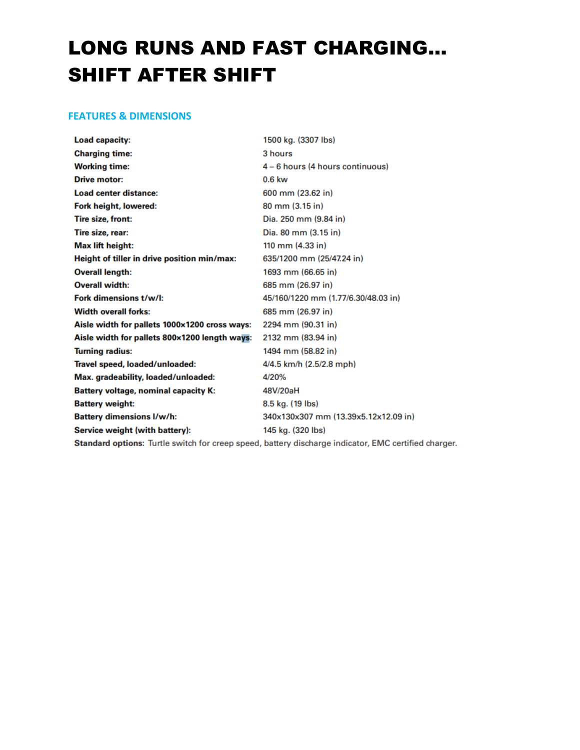# LONG RUNS AND FAST CHARGING… SHIFT AFTER SHIFT

## FEATURES & DIMENSIONS

| | |
|---|---|
| **Load capacity:** | 1500 kg. (3307 lbs) |
| **Charging time:** | 3 hours |
| **Working time:** | 4 – 6 hours (4 hours continuous) |
| **Drive motor:** | 0.6 kw |
| **Load center distance:** | 600 mm (23.62 in) |
| **Fork height, lowered:** | 80 mm (3.15 in) |
| **Tire size, front:** | Dia. 250 mm (9.84 in) |
| **Tire size, rear:** | Dia. 80 mm (3.15 in) |
| **Max lift height:** | 110 mm (4.33 in) |
| **Height of tiller in drive position min/max:** | 635/1200 mm (25/47.24 in) |
| **Overall length:** | 1693 mm (66.65 in) |
| **Overall width:** | 685 mm (26.97 in) |
| **Fork dimensions t/w/l:** | 45/160/1220 mm (1.77/6.30/48.03 in) |
| **Width overall forks:** | 685 mm (26.97 in) |
| **Aisle width for pallets 1000×1200 cross ways:** | 2294 mm (90.31 in) |
| **Aisle width for pallets 800×1200 length ways:** | 2132 mm (83.94 in) |
| **Turning radius:** | 1494 mm (58.82 in) |
| **Travel speed, loaded/unloaded:** | 4/4.5 km/h (2.5/2.8 mph) |
| **Max. gradeability, loaded/unloaded:** | 4/20% |
| **Battery voltage, nominal capacity K:** | 48V/20aH |
| **Battery weight:** | 8.5 kg. (19 lbs) |
| **Battery dimensions l/w/h:** | 340x130x307 mm (13.39x5.12x12.09 in) |
| **Service weight (with battery):** | 145 kg. (320 lbs) |

**Standard options:** Turtle switch for creep speed, battery discharge indicator, EMC certified charger.